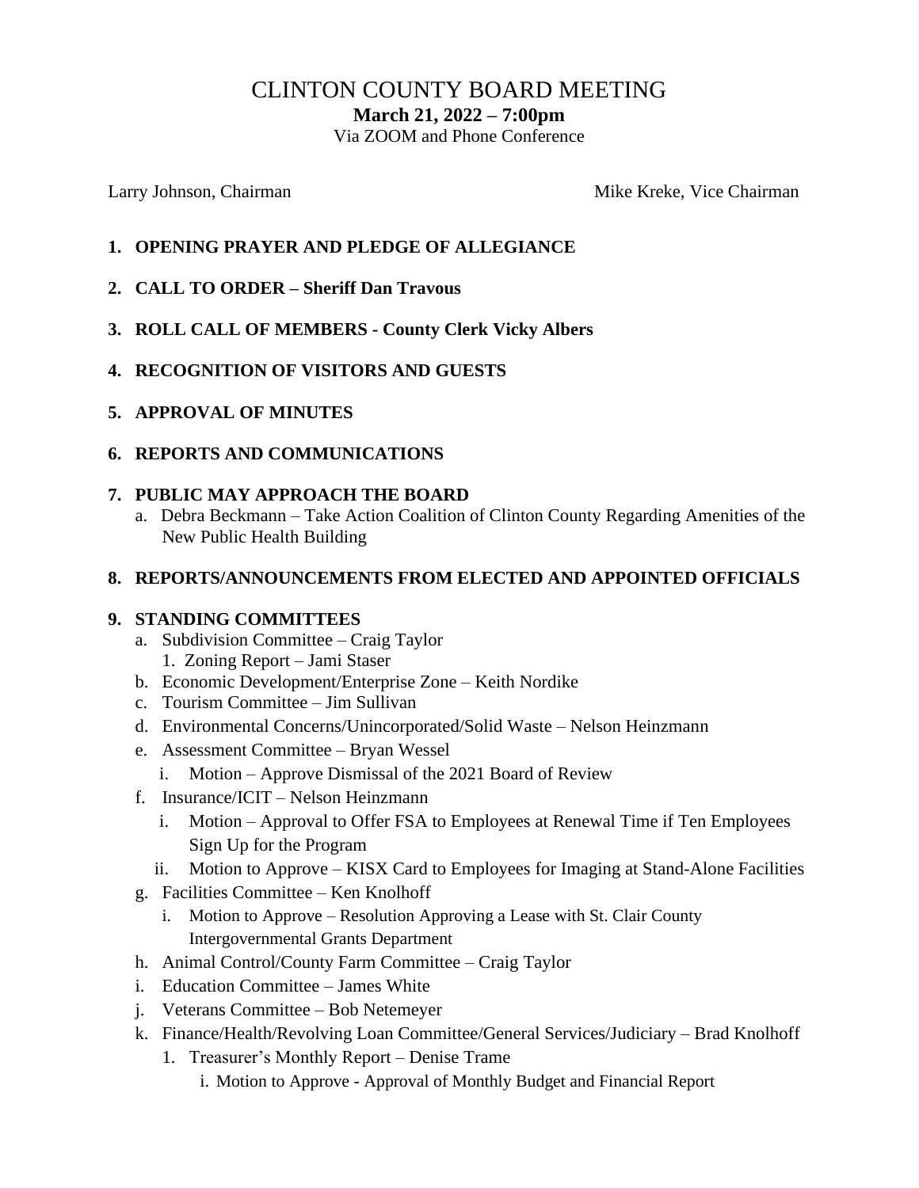# CLINTON COUNTY BOARD MEETING

**March 21, 2022 – 7:00pm**

Via ZOOM and Phone Conference

Larry Johnson, Chairman

Mike Kreke, Vice Chairman

1. **OPENING PRAYER AND PLEDGE OF ALLEGIANCE**
2. **CALL TO ORDER – Sheriff Dan Travous**
3. **ROLL CALL OF MEMBERS - County Clerk Vicky Albers**
4. **RECOGNITION OF VISITORS AND GUESTS**
5. **APPROVAL OF MINUTES**
6. **REPORTS AND COMMUNICATIONS**
7. **PUBLIC MAY APPROACH THE BOARD**
   a. Debra Beckmann – Take Action Coalition of Clinton County Regarding Amenities of the New Public Health Building
8. **REPORTS/ANNOUNCEMENTS FROM ELECTED AND APPOINTED OFFICIALS**
9. **STANDING COMMITTEES**
   a. Subdivision Committee – Craig Taylor
      1. Zoning Report – Jami Staser
   b. Economic Development/Enterprise Zone – Keith Nordike
   c. Tourism Committee – Jim Sullivan
   d. Environmental Concerns/Unincorporated/Solid Waste – Nelson Heinzmann
   e. Assessment Committee – Bryan Wessel
      i. Motion – Approve Dismissal of the 2021 Board of Review
   f. Insurance/ICIT – Nelson Heinzmann
      i. Motion – Approval to Offer FSA to Employees at Renewal Time if Ten Employees Sign Up for the Program
      ii. Motion to Approve – KISX Card to Employees for Imaging at Stand-Alone Facilities
   g. Facilities Committee – Ken Knolhoff
      i. Motion to Approve – Resolution Approving a Lease with St. Clair County Intergovernmental Grants Department
   h. Animal Control/County Farm Committee – Craig Taylor
   i. Education Committee – James White
   j. Veterans Committee – Bob Netemeyer
   k. Finance/Health/Revolving Loan Committee/General Services/Judiciary – Brad Knolhoff
      1. Treasurer's Monthly Report – Denise Trame
         i. Motion to Approve - Approval of Monthly Budget and Financial Report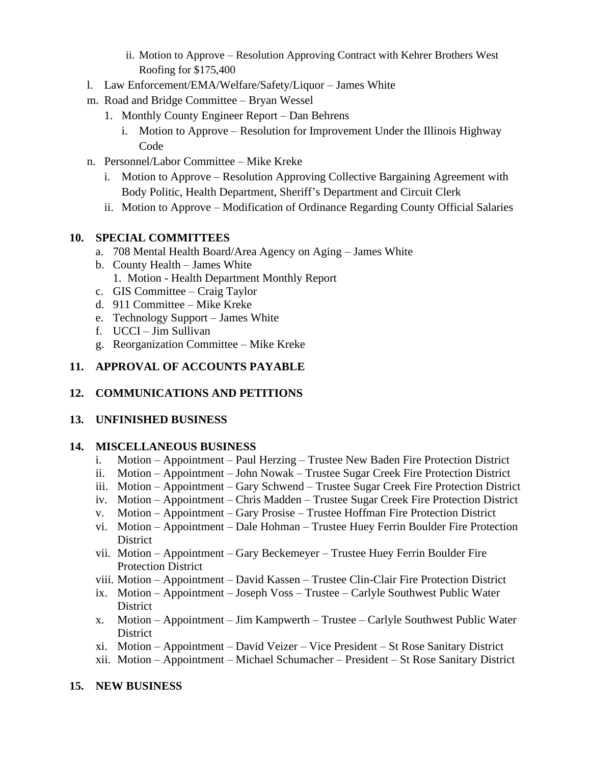ii. Motion to Approve – Resolution Approving Contract with Kehrer Brothers West Roofing for $175,400

l. Law Enforcement/EMA/Welfare/Safety/Liquor – James White

m. Road and Bridge Committee – Bryan Wessel
   1. Monthly County Engineer Report – Dan Behrens
      i. Motion to Approve – Resolution for Improvement Under the Illinois Highway Code

n. Personnel/Labor Committee – Mike Kreke
   i. Motion to Approve – Resolution Approving Collective Bargaining Agreement with Body Politic, Health Department, Sheriff's Department and Circuit Clerk
   ii. Motion to Approve – Modification of Ordinance Regarding County Official Salaries

## 10. SPECIAL COMMITTEES

a. 708 Mental Health Board/Area Agency on Aging – James White
b. County Health – James White
   1. Motion - Health Department Monthly Report
c. GIS Committee – Craig Taylor
d. 911 Committee – Mike Kreke
e. Technology Support – James White
f. UCCI – Jim Sullivan
g. Reorganization Committee – Mike Kreke

## 11. APPROVAL OF ACCOUNTS PAYABLE

## 12. COMMUNICATIONS AND PETITIONS

## 13. UNFINISHED BUSINESS

## 14. MISCELLANEOUS BUSINESS

i. Motion – Appointment – Paul Herzing – Trustee New Baden Fire Protection District
ii. Motion – Appointment – John Nowak – Trustee Sugar Creek Fire Protection District
iii. Motion – Appointment – Gary Schwend – Trustee Sugar Creek Fire Protection District
iv. Motion – Appointment – Chris Madden – Trustee Sugar Creek Fire Protection District
v. Motion – Appointment – Gary Prosise – Trustee Hoffman Fire Protection District
vi. Motion – Appointment – Dale Hohman – Trustee Huey Ferrin Boulder Fire Protection District
vii. Motion – Appointment – Gary Beckemeyer – Trustee Huey Ferrin Boulder Fire Protection District
viii. Motion – Appointment – David Kassen – Trustee Clin-Clair Fire Protection District
ix. Motion – Appointment – Joseph Voss – Trustee – Carlyle Southwest Public Water District
x. Motion – Appointment – Jim Kampwerth – Trustee – Carlyle Southwest Public Water District
xi. Motion – Appointment – David Veizer – Vice President – St Rose Sanitary District
xii. Motion – Appointment – Michael Schumacher – President – St Rose Sanitary District

## 15. NEW BUSINESS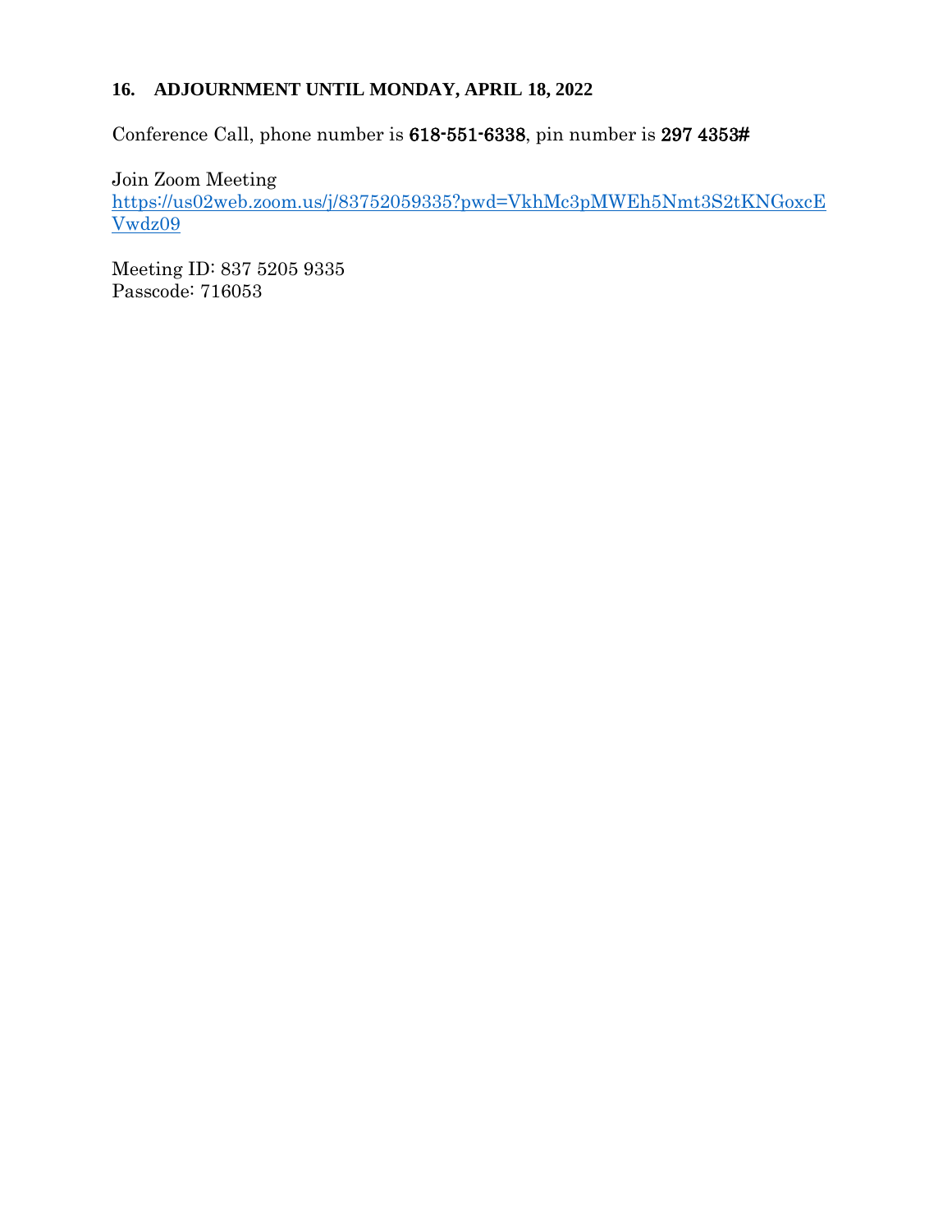## 16. ADJOURNMENT UNTIL MONDAY, APRIL 18, 2022

Conference Call, phone number is **618-551-6338**, pin number is **297 4353#**

Join Zoom Meeting
https://us02web.zoom.us/j/83752059335?pwd=VkhMc3pMWEh5Nmt3S2tKNGoxcEVwdz09

Meeting ID: 837 5205 9335
Passcode: 716053